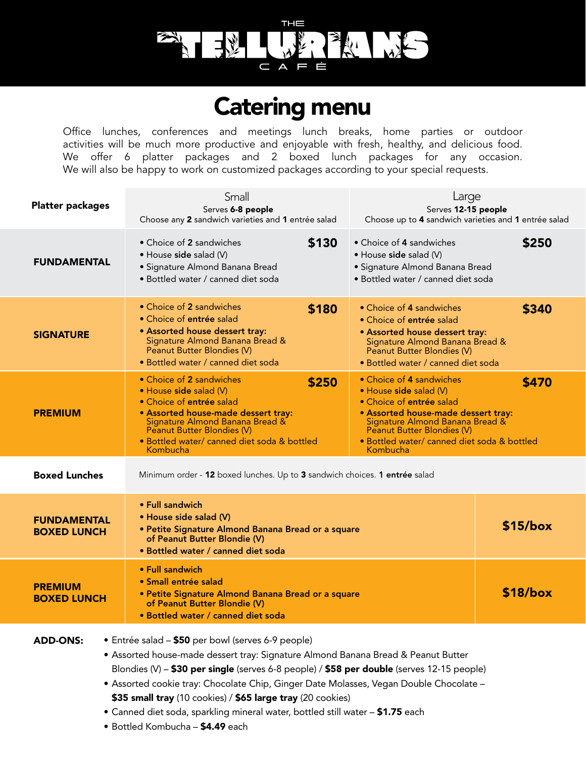# THE TELLURIANS CAFÉ

## Catering menu

Office lunches, conferences and meetings lunch breaks, home parties or outdoor activities will be much more productive and enjoyable with fresh, healthy, and delicious food. We offer 6 platter packages and 2 boxed lunch packages for any occasion. We will also be happy to work on customized packages according to your special requests.

| **Platter packages** | Small<br>Serves **6-8 people**<br>Choose any **2** sandwich varieties and **1** entrée salad | Large<br>Serves **12-15 people**<br>Choose up to **4** sandwich varieties and **1** entrée salad |
|---|---|---|
| **FUNDAMENTAL** | **$130**<br>• Choice of **2** sandwiches<br>• House **side** salad (V)<br>• Signature Almond Banana Bread<br>• Bottled water / canned diet soda | **$250**<br>• Choice of **4** sandwiches<br>• House **side** salad (V)<br>• Signature Almond Banana Bread<br>• Bottled water / canned diet soda |
| **SIGNATURE** | **$180**<br>• Choice of **2** sandwiches<br>• Choice of **entrée** salad<br>• **Assorted house dessert tray:** Signature Almond Banana Bread & Peanut Butter Blondies (V)<br>• Bottled water / canned diet soda | **$340**<br>• Choice of **4** sandwiches<br>• Choice of **entrée** salad<br>• **Assorted house dessert tray:** Signature Almond Banana Bread & Peanut Butter Blondies (V)<br>• Bottled water / canned diet soda |
| **PREMIUM** | **$250**<br>• Choice of **2** sandwiches<br>• House **side** salad (V)<br>• Choice of **entrée** salad<br>• **Assorted house-made dessert tray:** Signature Almond Banana Bread & Peanut Butter Blondies (V)<br>• Bottled water/ canned diet soda & bottled Kombucha | **$470**<br>• Choice of **4** sandwiches<br>• House **side** salad (V)<br>• Choice of **entrée** salad<br>• **Assorted house-made dessert tray:** Signature Almond Banana Bread & Peanut Butter Blondies (V)<br>• Bottled water/ canned diet soda & bottled Kombucha |

| **Boxed Lunches** | Minimum order - **12** boxed lunches. Up to **3** sandwich choices. **1 entrée** salad | |
|---|---|---|
| **FUNDAMENTAL BOXED LUNCH** | • **Full sandwich**<br>• **House side salad (V)**<br>• **Petite Signature Almond Banana Bread or a square of Peanut Butter Blondie (V)**<br>• **Bottled water / canned diet soda** | **$15/box** |
| **PREMIUM BOXED LUNCH** | • **Full sandwich**<br>• **Small entrée salad**<br>• **Petite Signature Almond Banana Bread or a square of Peanut Butter Blondie (V)**<br>• **Bottled water / canned diet soda** | **$18/box** |

**ADD-ONS:**

- Entrée salad – **$50** per bowl (serves 6-9 people)
- Assorted house-made dessert tray: Signature Almond Banana Bread & Peanut Butter Blondies (V) – **$30 per single** (serves 6-8 people) / **$58 per double** (serves 12-15 people)
- Assorted cookie tray: Chocolate Chip, Ginger Date Molasses, Vegan Double Chocolate – **$35 small tray** (10 cookies) / **$65 large tray** (20 cookies)
- Canned diet soda, sparkling mineral water, bottled still water – **$1.75** each
- Bottled Kombucha – **$4.49** each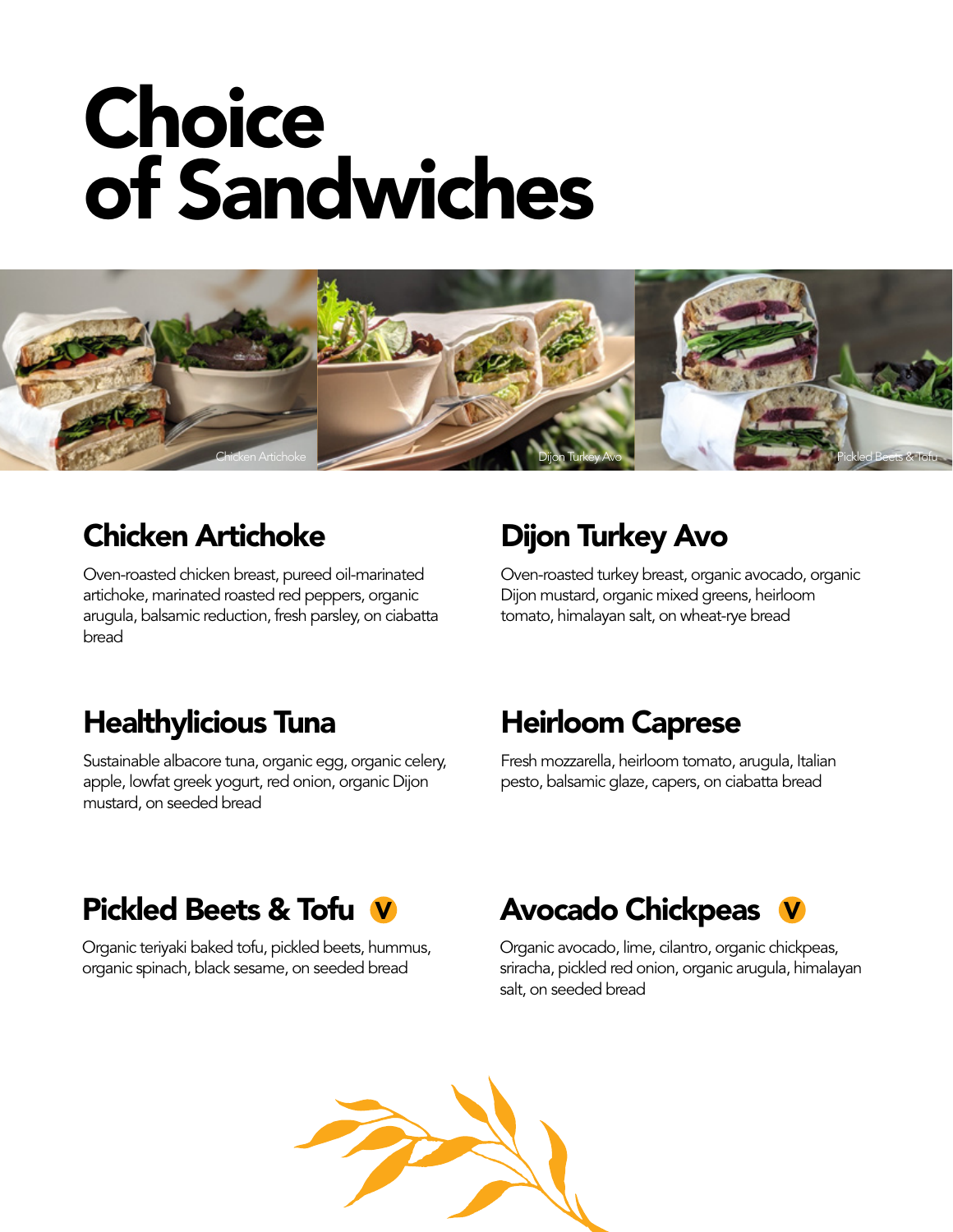# Choice of Sandwiches

Chicken Artichoke

Dijon Turkey Avo

Pickled Beets & Tofu

## Chicken Artichoke

Oven-roasted chicken breast, pureed oil-marinated artichoke, marinated roasted red peppers, organic arugula, balsamic reduction, fresh parsley, on ciabatta bread

## Dijon Turkey Avo

Oven-roasted turkey breast, organic avocado, organic Dijon mustard, organic mixed greens, heirloom tomato, himalayan salt, on wheat-rye bread

## Healthylicious Tuna

Sustainable albacore tuna, organic egg, organic celery, apple, lowfat greek yogurt, red onion, organic Dijon mustard, on seeded bread

## Heirloom Caprese

Fresh mozzarella, heirloom tomato, arugula, Italian pesto, balsamic glaze, capers, on ciabatta bread

## Pickled Beets & Tofu (V)

Organic teriyaki baked tofu, pickled beets, hummus, organic spinach, black sesame, on seeded bread

## Avocado Chickpeas (V)

Organic avocado, lime, cilantro, organic chickpeas, sriracha, pickled red onion, organic arugula, himalayan salt, on seeded bread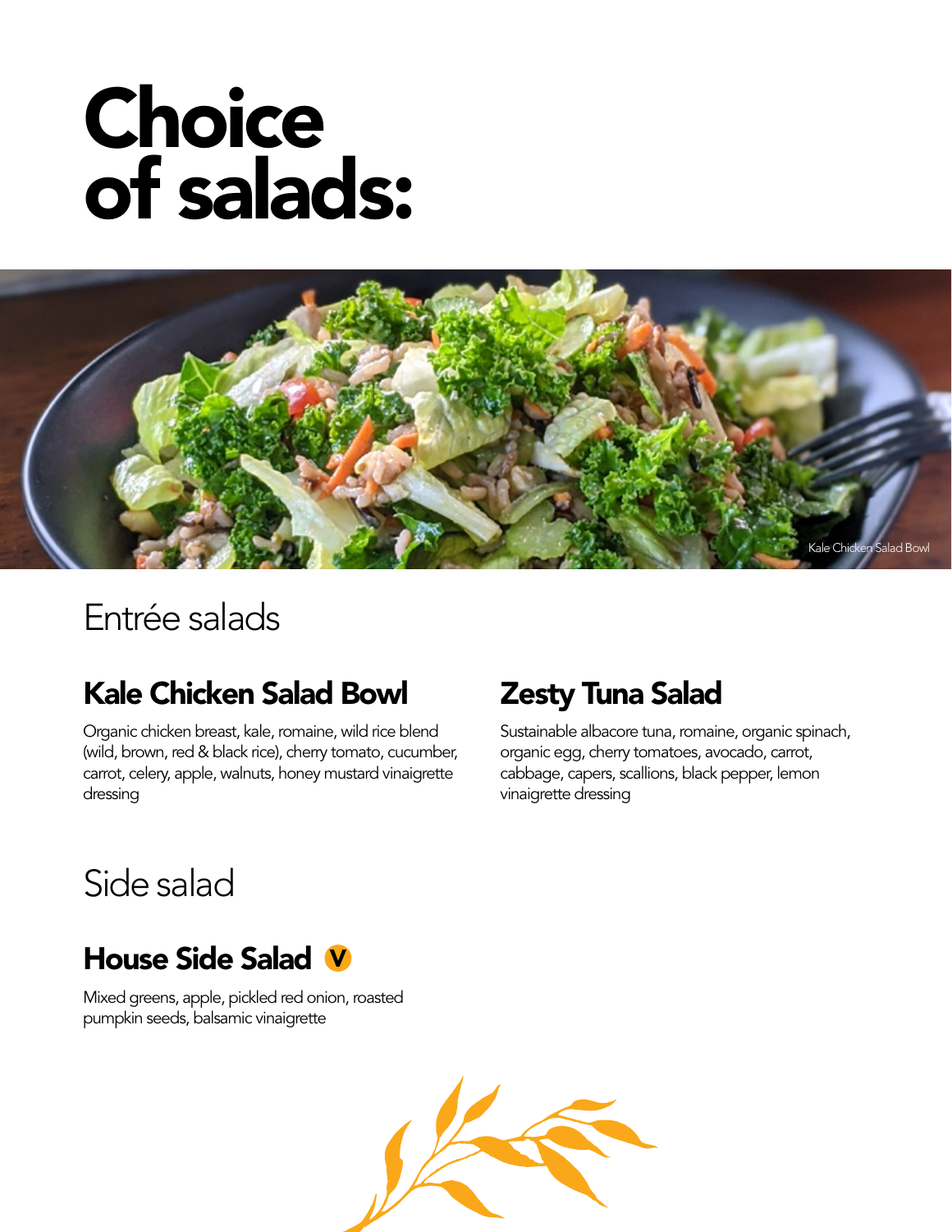# Choice of salads:

Kale Chicken Salad Bowl

## Entrée salads

### Kale Chicken Salad Bowl

Organic chicken breast, kale, romaine, wild rice blend (wild, brown, red & black rice), cherry tomato, cucumber, carrot, celery, apple, walnuts, honey mustard vinaigrette dressing

### Zesty Tuna Salad

Sustainable albacore tuna, romaine, organic spinach, organic egg, cherry tomatoes, avocado, carrot, cabbage, capers, scallions, black pepper, lemon vinaigrette dressing

## Side salad

### House Side Salad V

Mixed greens, apple, pickled red onion, roasted pumpkin seeds, balsamic vinaigrette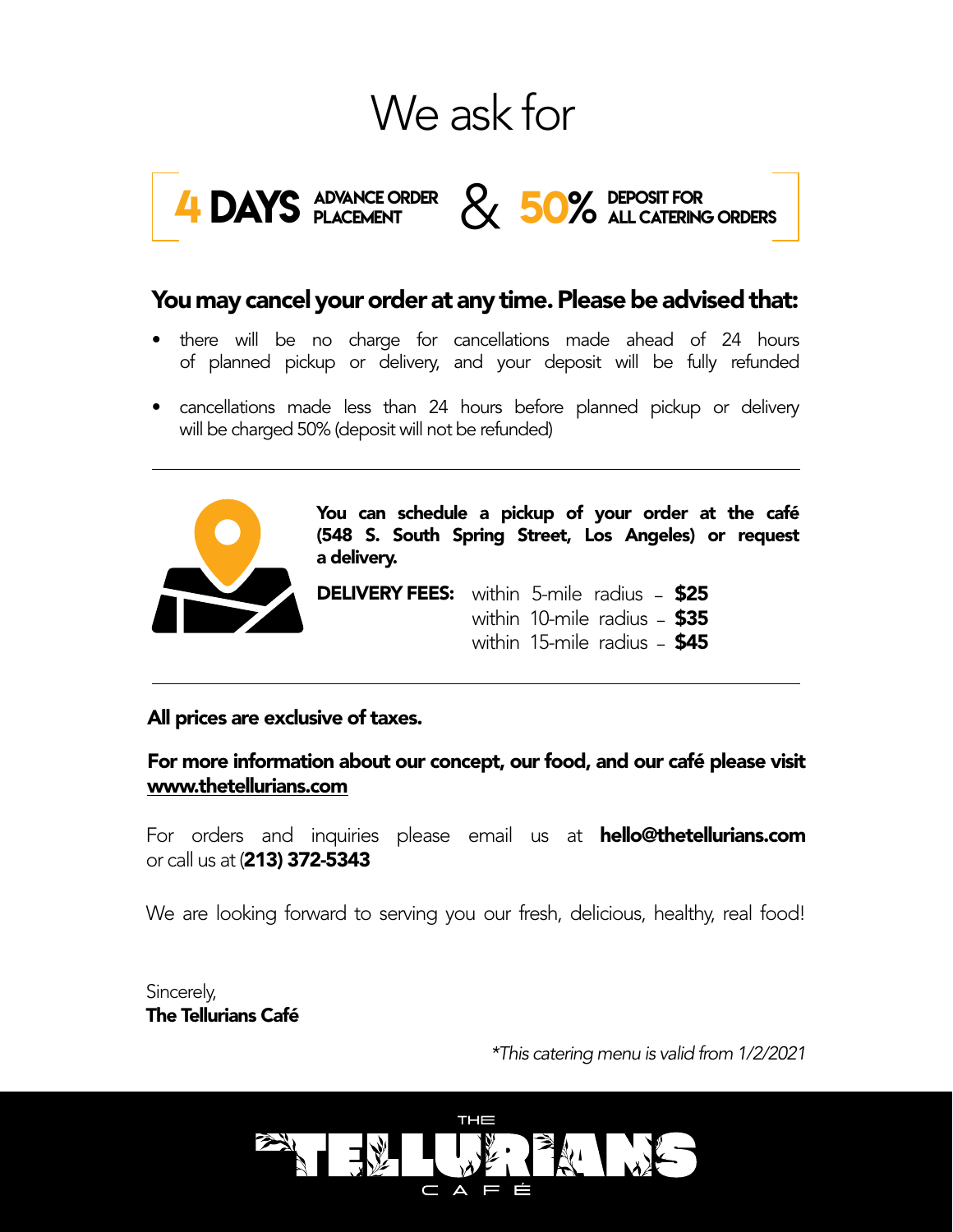# We ask for

**4 DAYS** ADVANCE ORDER PLACEMENT & **50%** DEPOSIT FOR ALL CATERING ORDERS

## You may cancel your order at any time. Please be advised that:

- there will be no charge for cancellations made ahead of 24 hours of planned pickup or delivery, and your deposit will be fully refunded
- cancellations made less than 24 hours before planned pickup or delivery will be charged 50% (deposit will not be refunded)

---

**You can schedule a pickup of your order at the café (548 S. South Spring Street, Los Angeles) or request a delivery.**

**DELIVERY FEES:** within 5-mile radius – **$25**
within 10-mile radius – **$35**
within 15-mile radius – **$45**

---

**All prices are exclusive of taxes.**

**For more information about our concept, our food, and our café please visit www.thetellurians.com**

For orders and inquiries please email us at **hello@thetellurians.com** or call us at **(213) 372-5343**

We are looking forward to serving you our fresh, delicious, healthy, real food!

Sincerely,
**The Tellurians Café**

*\*This catering menu is valid from 1/2/2021*

THE TELLURIANS CAFÉ